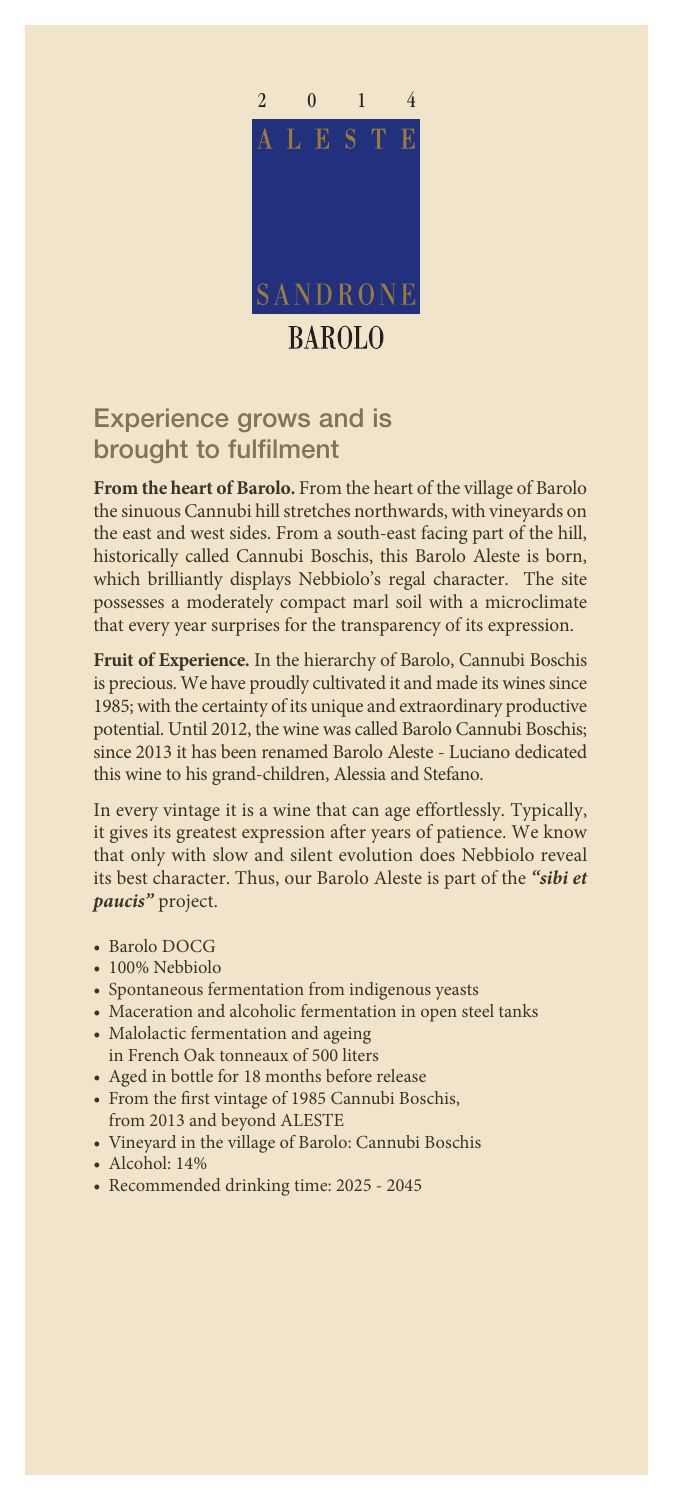2 0 1 4

ALESTE

SANDRONE

BAROLO

## Experience grows and is brought to fulfilment

**From the heart of Barolo.** From the heart of the village of Barolo the sinuous Cannubi hill stretches northwards, with vineyards on the east and west sides. From a south-east facing part of the hill, historically called Cannubi Boschis, this Barolo Aleste is born, which brilliantly displays Nebbiolo's regal character. The site possesses a moderately compact marl soil with a microclimate that every year surprises for the transparency of its expression.

**Fruit of Experience.** In the hierarchy of Barolo, Cannubi Boschis is precious. We have proudly cultivated it and made its wines since 1985; with the certainty of its unique and extraordinary productive potential. Until 2012, the wine was called Barolo Cannubi Boschis; since 2013 it has been renamed Barolo Aleste - Luciano dedicated this wine to his grand-children, Alessia and Stefano.

In every vintage it is a wine that can age effortlessly. Typically, it gives its greatest expression after years of patience. We know that only with slow and silent evolution does Nebbiolo reveal its best character. Thus, our Barolo Aleste is part of the ***"sibi et paucis"*** project.

- Barolo DOCG
- 100% Nebbiolo
- Spontaneous fermentation from indigenous yeasts
- Maceration and alcoholic fermentation in open steel tanks
- Malolactic fermentation and ageing in French Oak tonneaux of 500 liters
- Aged in bottle for 18 months before release
- From the first vintage of 1985 Cannubi Boschis, from 2013 and beyond ALESTE
- Vineyard in the village of Barolo: Cannubi Boschis
- Alcohol: 14%
- Recommended drinking time: 2025 - 2045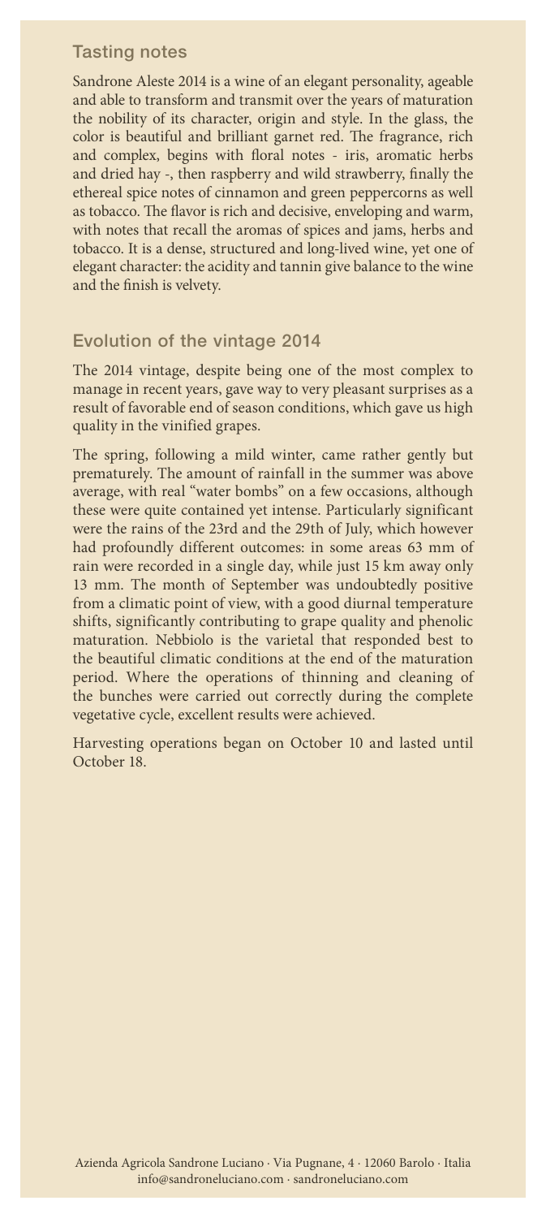## Tasting notes

Sandrone Aleste 2014 is a wine of an elegant personality, ageable and able to transform and transmit over the years of maturation the nobility of its character, origin and style. In the glass, the color is beautiful and brilliant garnet red. The fragrance, rich and complex, begins with floral notes - iris, aromatic herbs and dried hay -, then raspberry and wild strawberry, finally the ethereal spice notes of cinnamon and green peppercorns as well as tobacco. The flavor is rich and decisive, enveloping and warm, with notes that recall the aromas of spices and jams, herbs and tobacco. It is a dense, structured and long-lived wine, yet one of elegant character: the acidity and tannin give balance to the wine and the finish is velvety.

## Evolution of the vintage 2014

The 2014 vintage, despite being one of the most complex to manage in recent years, gave way to very pleasant surprises as a result of favorable end of season conditions, which gave us high quality in the vinified grapes.

The spring, following a mild winter, came rather gently but prematurely. The amount of rainfall in the summer was above average, with real "water bombs" on a few occasions, although these were quite contained yet intense. Particularly significant were the rains of the 23rd and the 29th of July, which however had profoundly different outcomes: in some areas 63 mm of rain were recorded in a single day, while just 15 km away only 13 mm. The month of September was undoubtedly positive from a climatic point of view, with a good diurnal temperature shifts, significantly contributing to grape quality and phenolic maturation. Nebbiolo is the varietal that responded best to the beautiful climatic conditions at the end of the maturation period. Where the operations of thinning and cleaning of the bunches were carried out correctly during the complete vegetative cycle, excellent results were achieved.

Harvesting operations began on October 10 and lasted until October 18.

Azienda Agricola Sandrone Luciano · Via Pugnane, 4 · 12060 Barolo · Italia
info@sandroneluciano.com · sandroneluciano.com